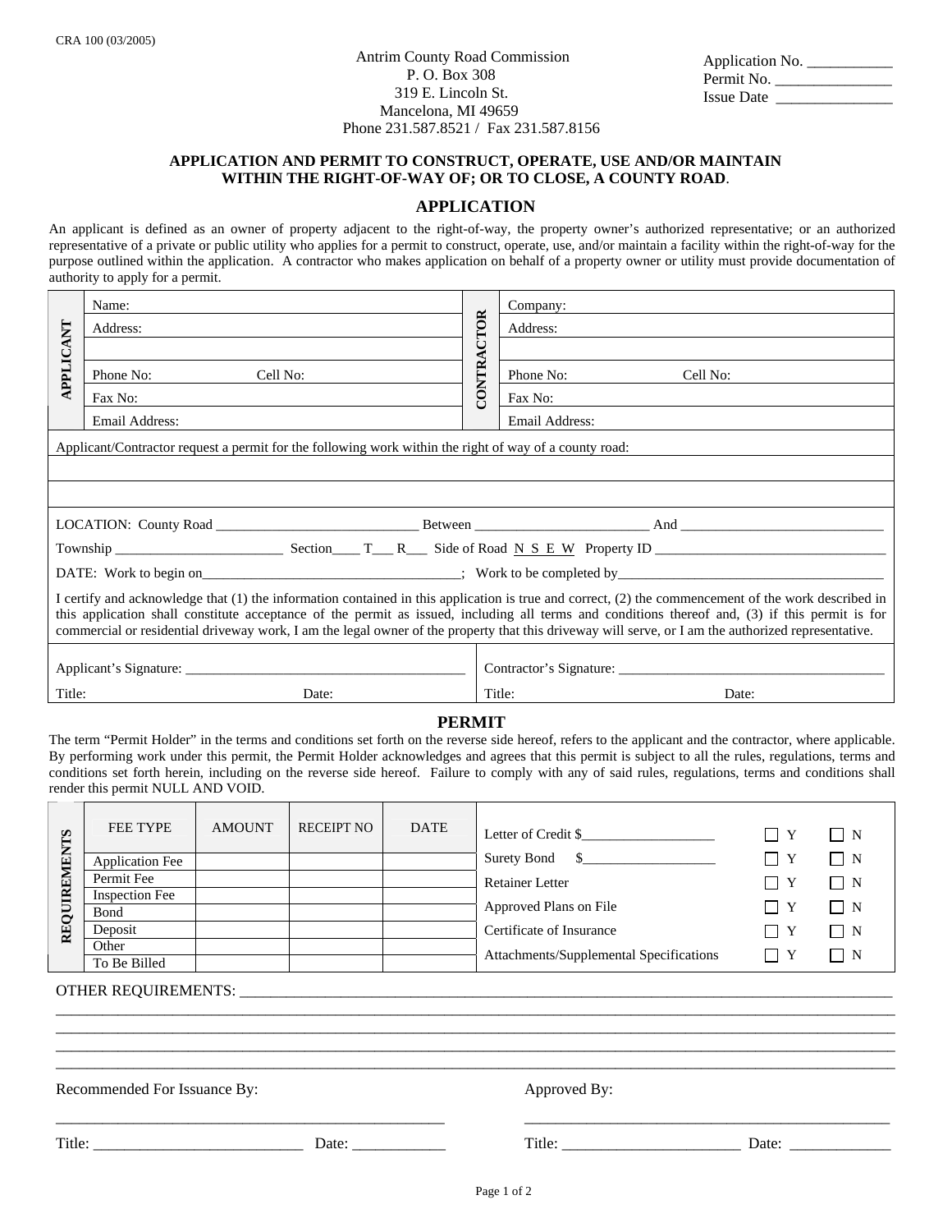CRA 100 (03/2005)

Antrim County Road Commission
P. O. Box 308
319 E. Lincoln St.
Mancelona, MI 49659
Phone 231.587.8521 / Fax 231.587.8156

Application No. ___________
Permit No. _______________
Issue Date _______________

## APPLICATION AND PERMIT TO CONSTRUCT, OPERATE, USE AND/OR MAINTAIN WITHIN THE RIGHT-OF-WAY OF; OR TO CLOSE, A COUNTY ROAD.

## APPLICATION

An applicant is defined as an owner of property adjacent to the right-of-way, the property owner's authorized representative; or an authorized representative of a private or public utility who applies for a permit to construct, operate, use, and/or maintain a facility within the right-of-way for the purpose outlined within the application. A contractor who makes application on behalf of a property owner or utility must provide documentation of authority to apply for a permit.

| APPLICANT | | CONTRACTOR | |
|---|---|---|---|
| | Name: | | Company: |
| | Address: | | Address: |
| | | | |
| | Phone No: Cell No: | | Phone No: Cell No: |
| | Fax No: | | Fax No: |
| | Email Address: | | Email Address: |

Applicant/Contractor request a permit for the following work within the right of way of a county road:

_______________________________________________________________

_______________________________________________________________

LOCATION: County Road _____________________________ Between ________________________ And _____________________________

Township ________________________ Section____ T___ R___ Side of Road N S E W Property ID _________________________________

DATE: Work to begin on_____________________________________; Work to be completed by____________________________________

I certify and acknowledge that (1) the information contained in this application is true and correct, (2) the commencement of the work described in this application shall constitute acceptance of the permit as issued, including all terms and conditions thereof and, (3) if this permit is for commercial or residential driveway work, I am the legal owner of the property that this driveway will serve, or I am the authorized representative.

Applicant's Signature: _______________________________________ Contractor's Signature: _____________________________________

Title: Date: Title: Date:

## PERMIT

The term "Permit Holder" in the terms and conditions set forth on the reverse side hereof, refers to the applicant and the contractor, where applicable. By performing work under this permit, the Permit Holder acknowledges and agrees that this permit is subject to all the rules, regulations, terms and conditions set forth herein, including on the reverse side hereof. Failure to comply with any of said rules, regulations, terms and conditions shall render this permit NULL AND VOID.

**REQUIREMENTS**

| FEE TYPE | AMOUNT | RECEIPT NO | DATE |
|---|---|---|---|
| Application Fee | | | |
| Permit Fee | | | |
| Inspection Fee | | | |
| Bond | | | |
| Deposit | | | |
| Other | | | |
| To Be Billed | | | |

| | | |
|---|---|---|
| Letter of Credit $__________________ | ☐ Y | ☐ N |
| Surety Bond $__________________ | ☐ Y | ☐ N |
| Retainer Letter | ☐ Y | ☐ N |
| Approved Plans on File | ☐ Y | ☐ N |
| Certificate of Insurance | ☐ Y | ☐ N |
| Attachments/Supplemental Specifications | ☐ Y | ☐ N |

OTHER REQUIREMENTS: ______________________________________________________________________________________

_____________________________________________________________________________________________________

_____________________________________________________________________________________________________

_____________________________________________________________________________________________________

_____________________________________________________________________________________________________

Recommended For Issuance By: Approved By:

__________________________________________________ __________________________________________________

Title: ___________________________ Date: ____________ Title: _______________________ Date: _____________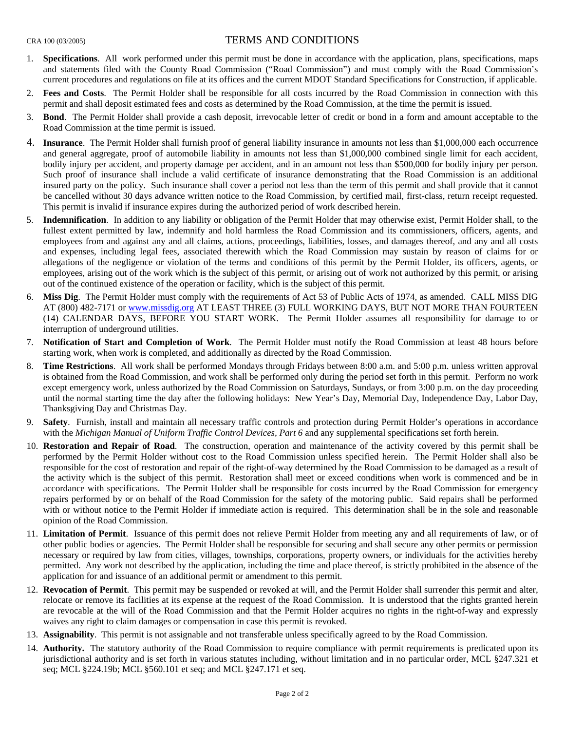CRA 100 (03/2005)

# TERMS AND CONDITIONS

1. **Specifications**. All work performed under this permit must be done in accordance with the application, plans, specifications, maps and statements filed with the County Road Commission ("Road Commission") and must comply with the Road Commission's current procedures and regulations on file at its offices and the current MDOT Standard Specifications for Construction, if applicable.
2. **Fees and Costs**. The Permit Holder shall be responsible for all costs incurred by the Road Commission in connection with this permit and shall deposit estimated fees and costs as determined by the Road Commission, at the time the permit is issued.
3. **Bond**. The Permit Holder shall provide a cash deposit, irrevocable letter of credit or bond in a form and amount acceptable to the Road Commission at the time permit is issued.
4. **Insurance**. The Permit Holder shall furnish proof of general liability insurance in amounts not less than $1,000,000 each occurrence and general aggregate, proof of automobile liability in amounts not less than $1,000,000 combined single limit for each accident, bodily injury per accident, and property damage per accident, and in an amount not less than $500,000 for bodily injury per person. Such proof of insurance shall include a valid certificate of insurance demonstrating that the Road Commission is an additional insured party on the policy. Such insurance shall cover a period not less than the term of this permit and shall provide that it cannot be cancelled without 30 days advance written notice to the Road Commission, by certified mail, first-class, return receipt requested. This permit is invalid if insurance expires during the authorized period of work described herein.
5. **Indemnification**. In addition to any liability or obligation of the Permit Holder that may otherwise exist, Permit Holder shall, to the fullest extent permitted by law, indemnify and hold harmless the Road Commission and its commissioners, officers, agents, and employees from and against any and all claims, actions, proceedings, liabilities, losses, and damages thereof, and any and all costs and expenses, including legal fees, associated therewith which the Road Commission may sustain by reason of claims for or allegations of the negligence or violation of the terms and conditions of this permit by the Permit Holder, its officers, agents, or employees, arising out of the work which is the subject of this permit, or arising out of work not authorized by this permit, or arising out of the continued existence of the operation or facility, which is the subject of this permit.
6. **Miss Dig**. The Permit Holder must comply with the requirements of Act 53 of Public Acts of 1974, as amended. CALL MISS DIG AT (800) 482-7171 or www.missdig.org AT LEAST THREE (3) FULL WORKING DAYS, BUT NOT MORE THAN FOURTEEN (14) CALENDAR DAYS, BEFORE YOU START WORK. The Permit Holder assumes all responsibility for damage to or interruption of underground utilities.
7. **Notification of Start and Completion of Work**. The Permit Holder must notify the Road Commission at least 48 hours before starting work, when work is completed, and additionally as directed by the Road Commission.
8. **Time Restrictions**. All work shall be performed Mondays through Fridays between 8:00 a.m. and 5:00 p.m. unless written approval is obtained from the Road Commission, and work shall be performed only during the period set forth in this permit. Perform no work except emergency work, unless authorized by the Road Commission on Saturdays, Sundays, or from 3:00 p.m. on the day proceeding until the normal starting time the day after the following holidays: New Year's Day, Memorial Day, Independence Day, Labor Day, Thanksgiving Day and Christmas Day.
9. **Safety**. Furnish, install and maintain all necessary traffic controls and protection during Permit Holder's operations in accordance with the *Michigan Manual of Uniform Traffic Control Devices, Part 6* and any supplemental specifications set forth herein.
10. **Restoration and Repair of Road**. The construction, operation and maintenance of the activity covered by this permit shall be performed by the Permit Holder without cost to the Road Commission unless specified herein. The Permit Holder shall also be responsible for the cost of restoration and repair of the right-of-way determined by the Road Commission to be damaged as a result of the activity which is the subject of this permit. Restoration shall meet or exceed conditions when work is commenced and be in accordance with specifications. The Permit Holder shall be responsible for costs incurred by the Road Commission for emergency repairs performed by or on behalf of the Road Commission for the safety of the motoring public. Said repairs shall be performed with or without notice to the Permit Holder if immediate action is required. This determination shall be in the sole and reasonable opinion of the Road Commission.
11. **Limitation of Permit**. Issuance of this permit does not relieve Permit Holder from meeting any and all requirements of law, or of other public bodies or agencies. The Permit Holder shall be responsible for securing and shall secure any other permits or permission necessary or required by law from cities, villages, townships, corporations, property owners, or individuals for the activities hereby permitted. Any work not described by the application, including the time and place thereof, is strictly prohibited in the absence of the application for and issuance of an additional permit or amendment to this permit.
12. **Revocation of Permit**. This permit may be suspended or revoked at will, and the Permit Holder shall surrender this permit and alter, relocate or remove its facilities at its expense at the request of the Road Commission. It is understood that the rights granted herein are revocable at the will of the Road Commission and that the Permit Holder acquires no rights in the right-of-way and expressly waives any right to claim damages or compensation in case this permit is revoked.
13. **Assignability**. This permit is not assignable and not transferable unless specifically agreed to by the Road Commission.
14. **Authority.** The statutory authority of the Road Commission to require compliance with permit requirements is predicated upon its jurisdictional authority and is set forth in various statutes including, without limitation and in no particular order, MCL §247.321 et seq; MCL §224.19b; MCL §560.101 et seq; and MCL §247.171 et seq.